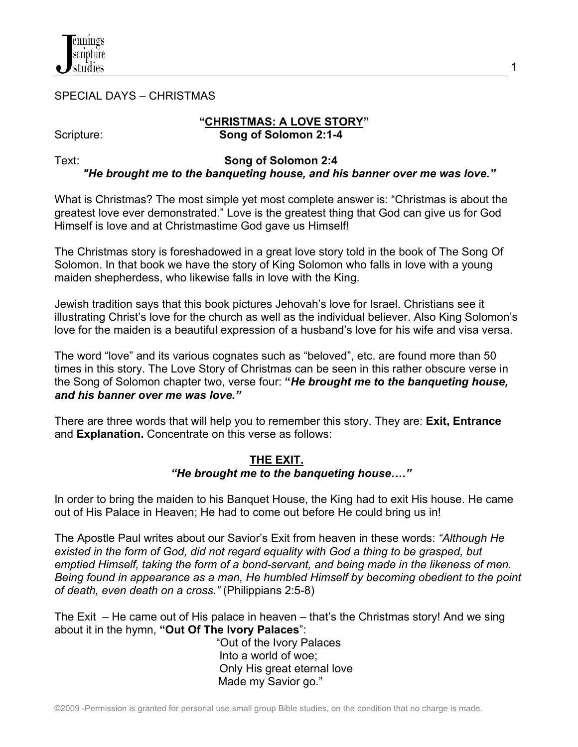SPECIAL DAYS – CHRISTMAS

# "CHRISTMAS: A LOVE STORY"

Scripture: **Song of Solomon 2:1-4**

Text: **Song of Solomon 2:4**

***"He brought me to the banqueting house, and his banner over me was love."***

What is Christmas? The most simple yet most complete answer is: "Christmas is about the greatest love ever demonstrated." Love is the greatest thing that God can give us for God Himself is love and at Christmastime God gave us Himself!

The Christmas story is foreshadowed in a great love story told in the book of The Song Of Solomon. In that book we have the story of King Solomon who falls in love with a young maiden shepherdess, who likewise falls in love with the King.

Jewish tradition says that this book pictures Jehovah's love for Israel. Christians see it illustrating Christ's love for the church as well as the individual believer. Also King Solomon's love for the maiden is a beautiful expression of a husband's love for his wife and visa versa.

The word "love" and its various cognates such as "beloved", etc. are found more than 50 times in this story. The Love Story of Christmas can be seen in this rather obscure verse in the Song of Solomon chapter two, verse four: **"*He brought me to the banqueting house, and his banner over me was love."***

There are three words that will help you to remember this story. They are: **Exit, Entrance** and **Explanation.** Concentrate on this verse as follows:

## THE EXIT.

***"He brought me to the banqueting house…."***

In order to bring the maiden to his Banquet House, the King had to exit His house. He came out of His Palace in Heaven; He had to come out before He could bring us in!

The Apostle Paul writes about our Savior's Exit from heaven in these words: *"Although He existed in the form of God, did not regard equality with God a thing to be grasped, but emptied Himself, taking the form of a bond-servant, and being made in the likeness of men. Being found in appearance as a man, He humbled Himself by becoming obedient to the point of death, even death on a cross."* (Philippians 2:5-8)

The Exit – He came out of His palace in heaven – that's the Christmas story! And we sing about it in the hymn, **"Out Of The Ivory Palaces"**:

"Out of the Ivory Palaces
Into a world of woe;
Only His great eternal love
Made my Savior go."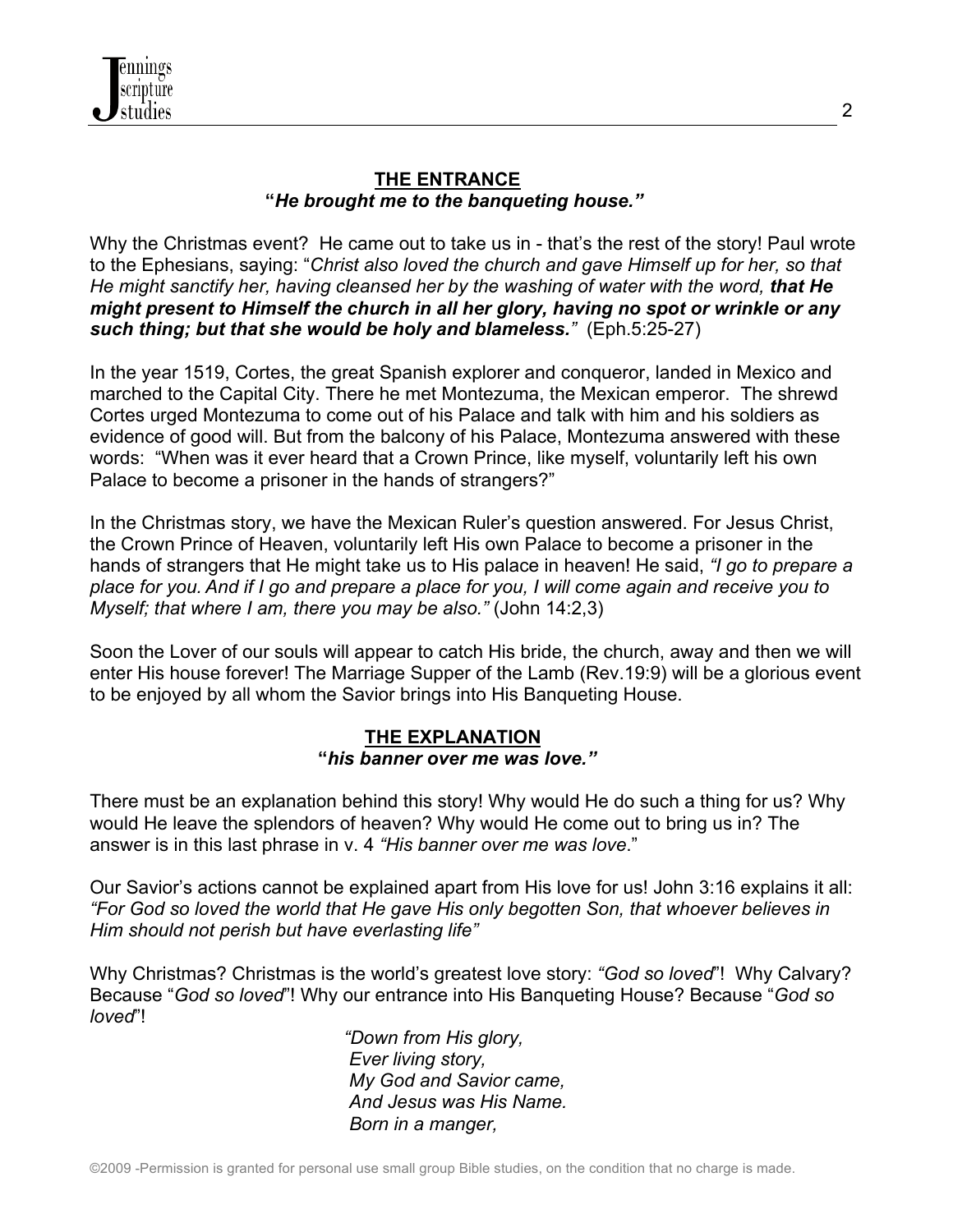## THE ENTRANCE

**"*He brought me to the banqueting house.*"**

Why the Christmas event? He came out to take us in - that's the rest of the story! Paul wrote to the Ephesians, saying: "*Christ also loved the church and gave Himself up for her, so that He might sanctify her, having cleansed her by the washing of water with the word, **that He might present to Himself the church in all her glory, having no spot or wrinkle or any such thing; but that she would be holy and blameless.***" (Eph.5:25-27)

In the year 1519, Cortes, the great Spanish explorer and conqueror, landed in Mexico and marched to the Capital City. There he met Montezuma, the Mexican emperor. The shrewd Cortes urged Montezuma to come out of his Palace and talk with him and his soldiers as evidence of good will. But from the balcony of his Palace, Montezuma answered with these words: "When was it ever heard that a Crown Prince, like myself, voluntarily left his own Palace to become a prisoner in the hands of strangers?"

In the Christmas story, we have the Mexican Ruler's question answered. For Jesus Christ, the Crown Prince of Heaven, voluntarily left His own Palace to become a prisoner in the hands of strangers that He might take us to His palace in heaven! He said, *"I go to prepare a place for you. And if I go and prepare a place for you, I will come again and receive you to Myself; that where I am, there you may be also."* (John 14:2,3)

Soon the Lover of our souls will appear to catch His bride, the church, away and then we will enter His house forever! The Marriage Supper of the Lamb (Rev.19:9) will be a glorious event to be enjoyed by all whom the Savior brings into His Banqueting House.

## THE EXPLANATION

**"*his banner over me was love.*"**

There must be an explanation behind this story! Why would He do such a thing for us? Why would He leave the splendors of heaven? Why would He come out to bring us in? The answer is in this last phrase in v. 4 *"His banner over me was love*."

Our Savior's actions cannot be explained apart from His love for us! John 3:16 explains it all: *"For God so loved the world that He gave His only begotten Son, that whoever believes in Him should not perish but have everlasting life"*

Why Christmas? Christmas is the world's greatest love story: *"God so loved*"! Why Calvary? Because "*God so loved*"! Why our entrance into His Banqueting House? Because "*God so loved*"!

*"Down from His glory,*
*Ever living story,*
*My God and Savior came,*
*And Jesus was His Name.*
*Born in a manger,*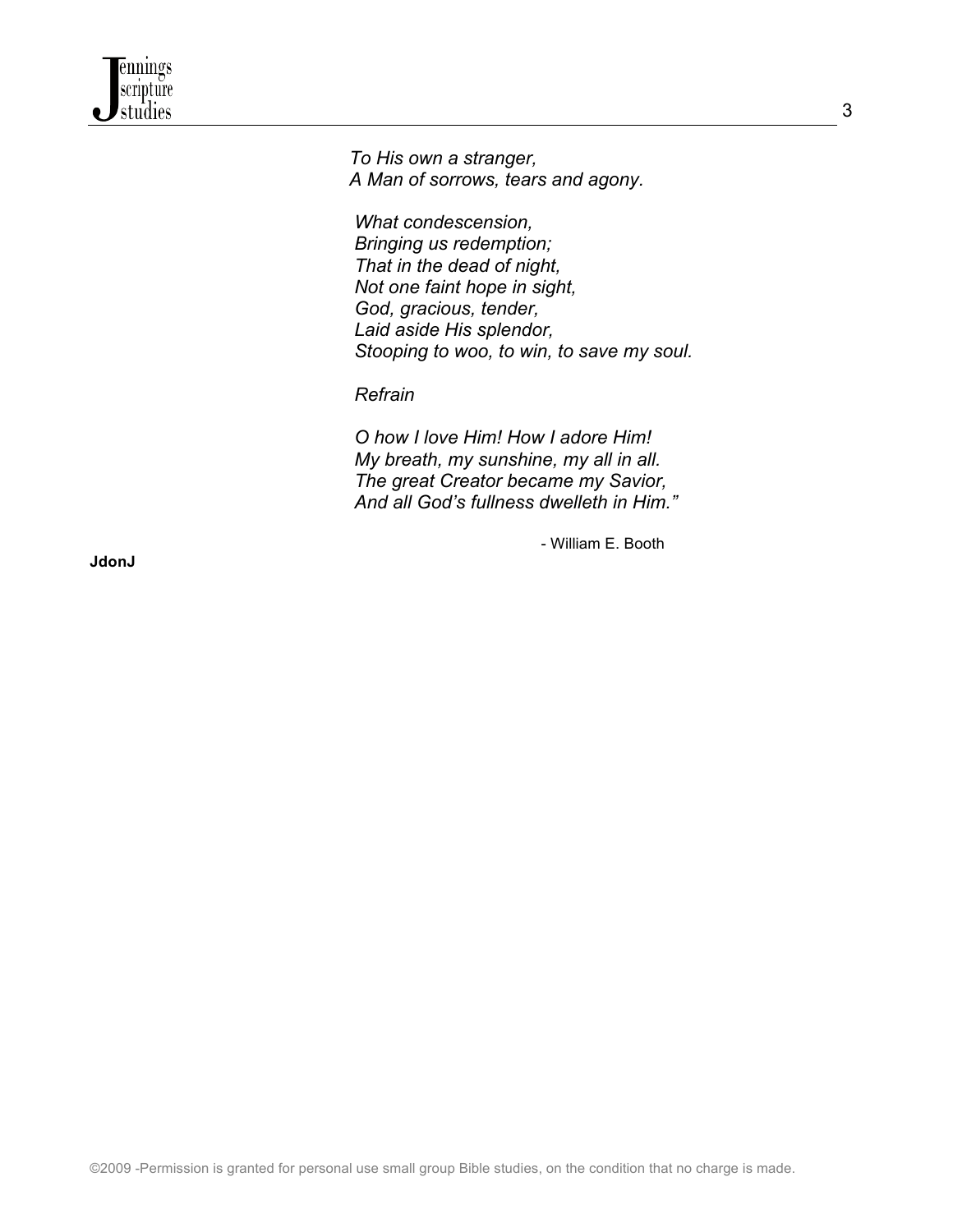*To His own a stranger,*
*A Man of sorrows, tears and agony.*

*What condescension,*
*Bringing us redemption;*
*That in the dead of night,*
*Not one faint hope in sight,*
*God, gracious, tender,*
*Laid aside His splendor,*
*Stooping to woo, to win, to save my soul.*

*Refrain*

*O how I love Him! How I adore Him!*
*My breath, my sunshine, my all in all.*
*The great Creator became my Savior,*
*And all God's fullness dwelleth in Him."*

- William E. Booth

**JdonJ**

©2009 -Permission is granted for personal use small group Bible studies, on the condition that no charge is made.